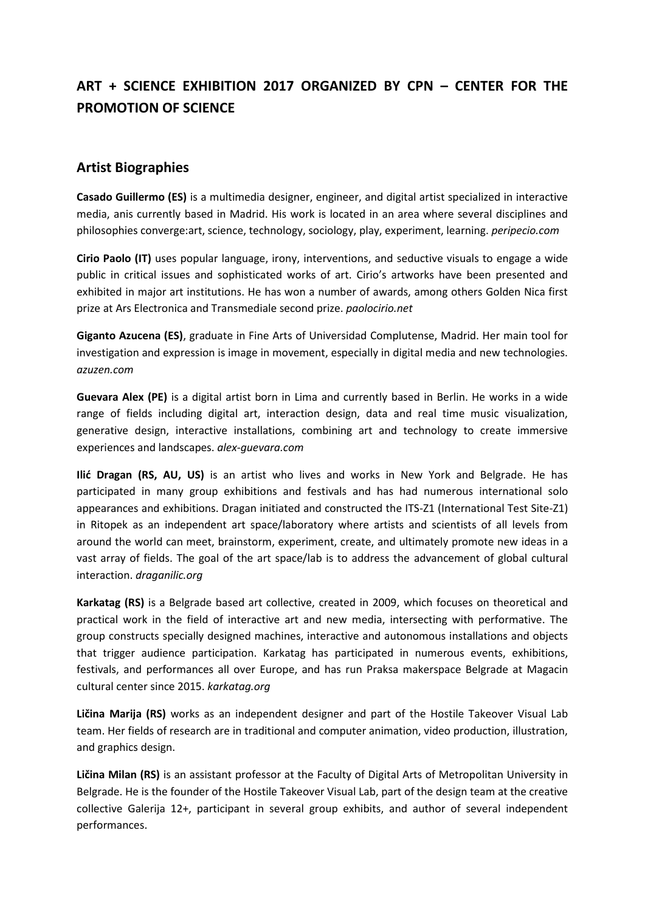# ART + SCIENCE EXHIBITION 2017 ORGANIZED BY CPN – CENTER FOR THE PROMOTION OF SCIENCE

## Artist Biographies

**Casado Guillermo (ES)** is a multimedia designer, engineer, and digital artist specialized in interactive media, anis currently based in Madrid. His work is located in an area where several disciplines and philosophies converge:art, science, technology, sociology, play, experiment, learning. *peripecio.com*

**Cirio Paolo (IT)** uses popular language, irony, interventions, and seductive visuals to engage a wide public in critical issues and sophisticated works of art. Cirio's artworks have been presented and exhibited in major art institutions. He has won a number of awards, among others Golden Nica first prize at Ars Electronica and Transmediale second prize. *paolocirio.net*

**Giganto Azucena (ES)**, graduate in Fine Arts of Universidad Complutense, Madrid. Her main tool for investigation and expression is image in movement, especially in digital media and new technologies. *azuzen.com*

**Guevara Alex (PE)** is a digital artist born in Lima and currently based in Berlin. He works in a wide range of fields including digital art, interaction design, data and real time music visualization, generative design, interactive installations, combining art and technology to create immersive experiences and landscapes. *alex-guevara.com*

**Ilić Dragan (RS, AU, US)** is an artist who lives and works in New York and Belgrade. He has participated in many group exhibitions and festivals and has had numerous international solo appearances and exhibitions. Dragan initiated and constructed the ITS-Z1 (International Test Site-Z1) in Ritopek as an independent art space/laboratory where artists and scientists of all levels from around the world can meet, brainstorm, experiment, create, and ultimately promote new ideas in a vast array of fields. The goal of the art space/lab is to address the advancement of global cultural interaction. *draganilic.org*

**Karkatag (RS)** is a Belgrade based art collective, created in 2009, which focuses on theoretical and practical work in the field of interactive art and new media, intersecting with performative. The group constructs specially designed machines, interactive and autonomous installations and objects that trigger audience participation. Karkatag has participated in numerous events, exhibitions, festivals, and performances all over Europe, and has run Praksa makerspace Belgrade at Magacin cultural center since 2015. *karkatag.org*

**Ličina Marija (RS)** works as an independent designer and part of the Hostile Takeover Visual Lab team. Her fields of research are in traditional and computer animation, video production, illustration, and graphics design.

**Ličina Milan (RS)** is an assistant professor at the Faculty of Digital Arts of Metropolitan University in Belgrade. He is the founder of the Hostile Takeover Visual Lab, part of the design team at the creative collective Galerija 12+, participant in several group exhibits, and author of several independent performances.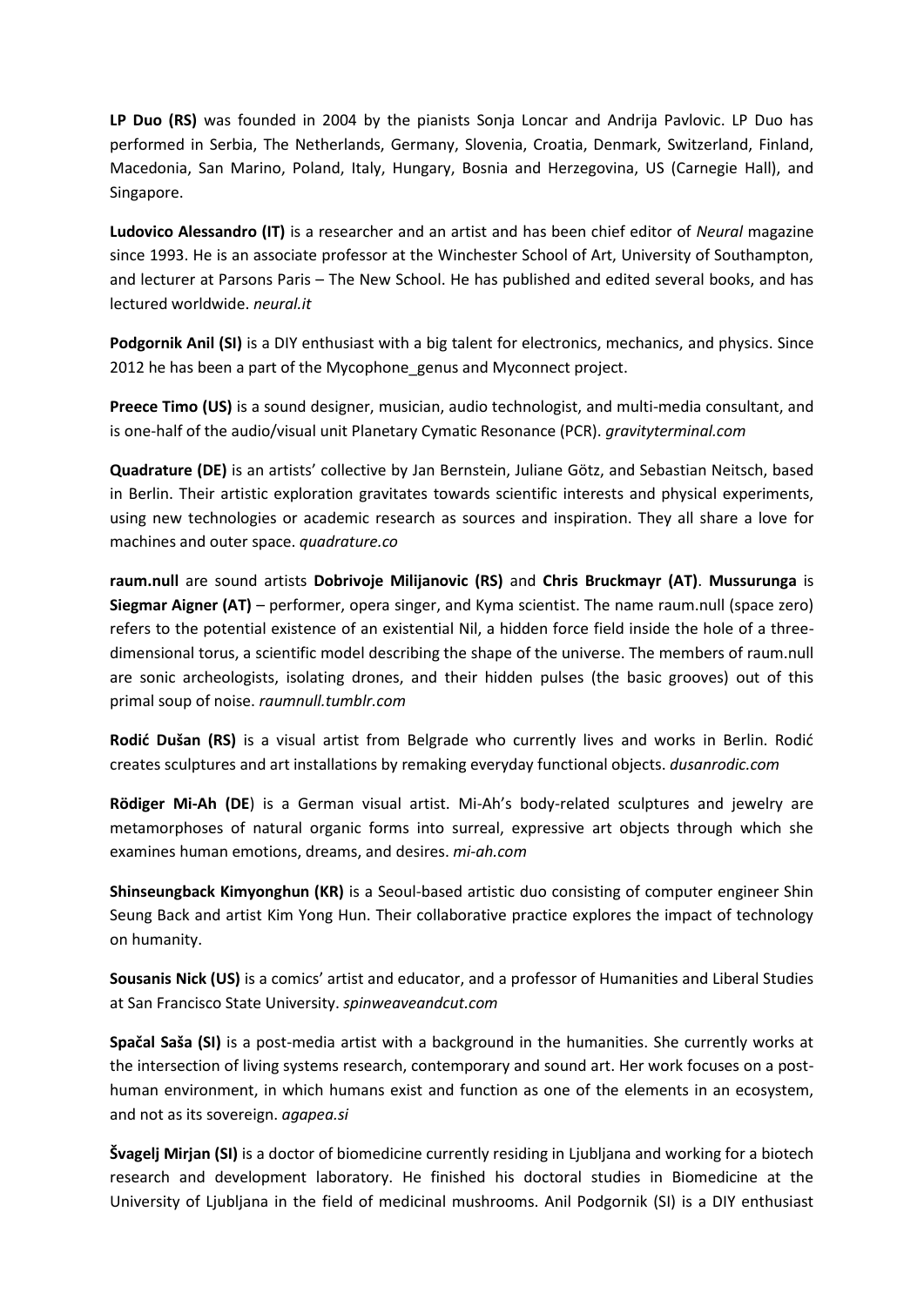**LP Duo (RS)** was founded in 2004 by the pianists Sonja Loncar and Andrija Pavlovic. LP Duo has performed in Serbia, The Netherlands, Germany, Slovenia, Croatia, Denmark, Switzerland, Finland, Macedonia, San Marino, Poland, Italy, Hungary, Bosnia and Herzegovina, US (Carnegie Hall), and Singapore.

**Ludovico Alessandro (IT)** is a researcher and an artist and has been chief editor of *Neural* magazine since 1993. He is an associate professor at the Winchester School of Art, University of Southampton, and lecturer at Parsons Paris – The New School. He has published and edited several books, and has lectured worldwide. *neural.it*

**Podgornik Anil (SI)** is a DIY enthusiast with a big talent for electronics, mechanics, and physics. Since 2012 he has been a part of the Mycophone_genus and Myconnect project.

**Preece Timo (US)** is a sound designer, musician, audio technologist, and multi-media consultant, and is one-half of the audio/visual unit Planetary Cymatic Resonance (PCR). *gravityterminal.com*

**Quadrature (DE)** is an artists' collective by Jan Bernstein, Juliane Götz, and Sebastian Neitsch, based in Berlin. Their artistic exploration gravitates towards scientific interests and physical experiments, using new technologies or academic research as sources and inspiration. They all share a love for machines and outer space. *quadrature.co*

**raum.null** are sound artists **Dobrivoje Milijanovic (RS)** and **Chris Bruckmayr (AT)**. **Mussurunga** is **Siegmar Aigner (AT)** – performer, opera singer, and Kyma scientist. The name raum.null (space zero) refers to the potential existence of an existential Nil, a hidden force field inside the hole of a three-dimensional torus, a scientific model describing the shape of the universe. The members of raum.null are sonic archeologists, isolating drones, and their hidden pulses (the basic grooves) out of this primal soup of noise. *raumnull.tumblr.com*

**Rodić Dušan (RS)** is a visual artist from Belgrade who currently lives and works in Berlin. Rodić creates sculptures and art installations by remaking everyday functional objects. *dusanrodic.com*

**Rödiger Mi-Ah (DE)** is a German visual artist. Mi-Ah's body-related sculptures and jewelry are metamorphoses of natural organic forms into surreal, expressive art objects through which she examines human emotions, dreams, and desires. *mi-ah.com*

**Shinseungback Kimyonghun (KR)** is a Seoul-based artistic duo consisting of computer engineer Shin Seung Back and artist Kim Yong Hun. Their collaborative practice explores the impact of technology on humanity.

**Sousanis Nick (US)** is a comics' artist and educator, and a professor of Humanities and Liberal Studies at San Francisco State University. *spinweaveandcut.com*

**Spačal Saša (SI)** is a post-media artist with a background in the humanities. She currently works at the intersection of living systems research, contemporary and sound art. Her work focuses on a post-human environment, in which humans exist and function as one of the elements in an ecosystem, and not as its sovereign. *agapea.si*

**Švagelj Mirjan (SI)** is a doctor of biomedicine currently residing in Ljubljana and working for a biotech research and development laboratory. He finished his doctoral studies in Biomedicine at the University of Ljubljana in the field of medicinal mushrooms. Anil Podgornik (SI) is a DIY enthusiast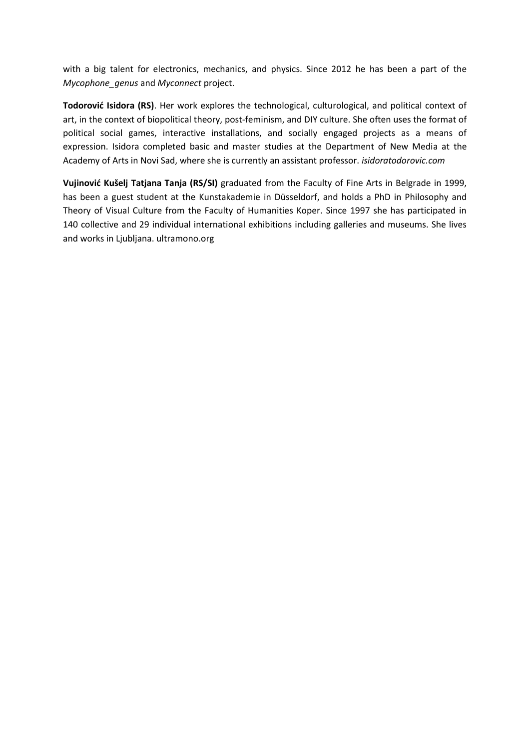with a big talent for electronics, mechanics, and physics. Since 2012 he has been a part of the *Mycophone_genus* and *Myconnect* project.

**Todorović Isidora (RS)**. Her work explores the technological, culturological, and political context of art, in the context of biopolitical theory, post-feminism, and DIY culture. She often uses the format of political social games, interactive installations, and socially engaged projects as a means of expression. Isidora completed basic and master studies at the Department of New Media at the Academy of Arts in Novi Sad, where she is currently an assistant professor. *isidoratodorovic.com*

**Vujinović Kušelj Tatjana Tanja (RS/SI)** graduated from the Faculty of Fine Arts in Belgrade in 1999, has been a guest student at the Kunstakademie in Düsseldorf, and holds a PhD in Philosophy and Theory of Visual Culture from the Faculty of Humanities Koper. Since 1997 she has participated in 140 collective and 29 individual international exhibitions including galleries and museums. She lives and works in Ljubljana. ultramono.org